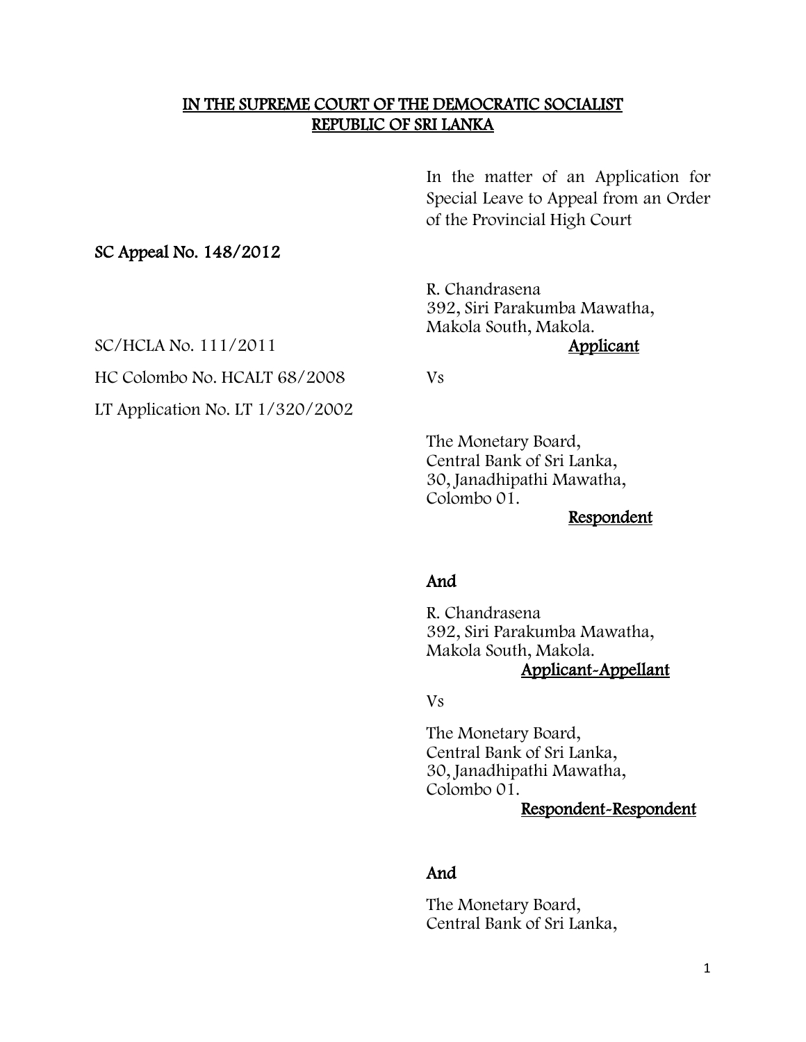# IN THE SUPREME COURT OF THE DEMOCRATIC SOCIALIST REPUBLIC OF SRI LANKA

In the matter of an Application for Special Leave to Appeal from an Order of the Provincial High Court

**SC Appeal No. 148/2012**

SC/HCLA No. 111/2011

HC Colombo No. HCALT 68/2008

LT Application No. LT 1/320/2002

R. Chandrasena
392, Siri Parakumba Mawatha,
Makola South, Makola.

**Applicant**

Vs

The Monetary Board,
Central Bank of Sri Lanka,
30, Janadhipathi Mawatha,
Colombo 01.

**Respondent**

**And**

R. Chandrasena
392, Siri Parakumba Mawatha,
Makola South, Makola.

**Applicant-Appellant**

Vs

The Monetary Board,
Central Bank of Sri Lanka,
30, Janadhipathi Mawatha,
Colombo 01.

**Respondent-Respondent**

**And**

The Monetary Board,
Central Bank of Sri Lanka,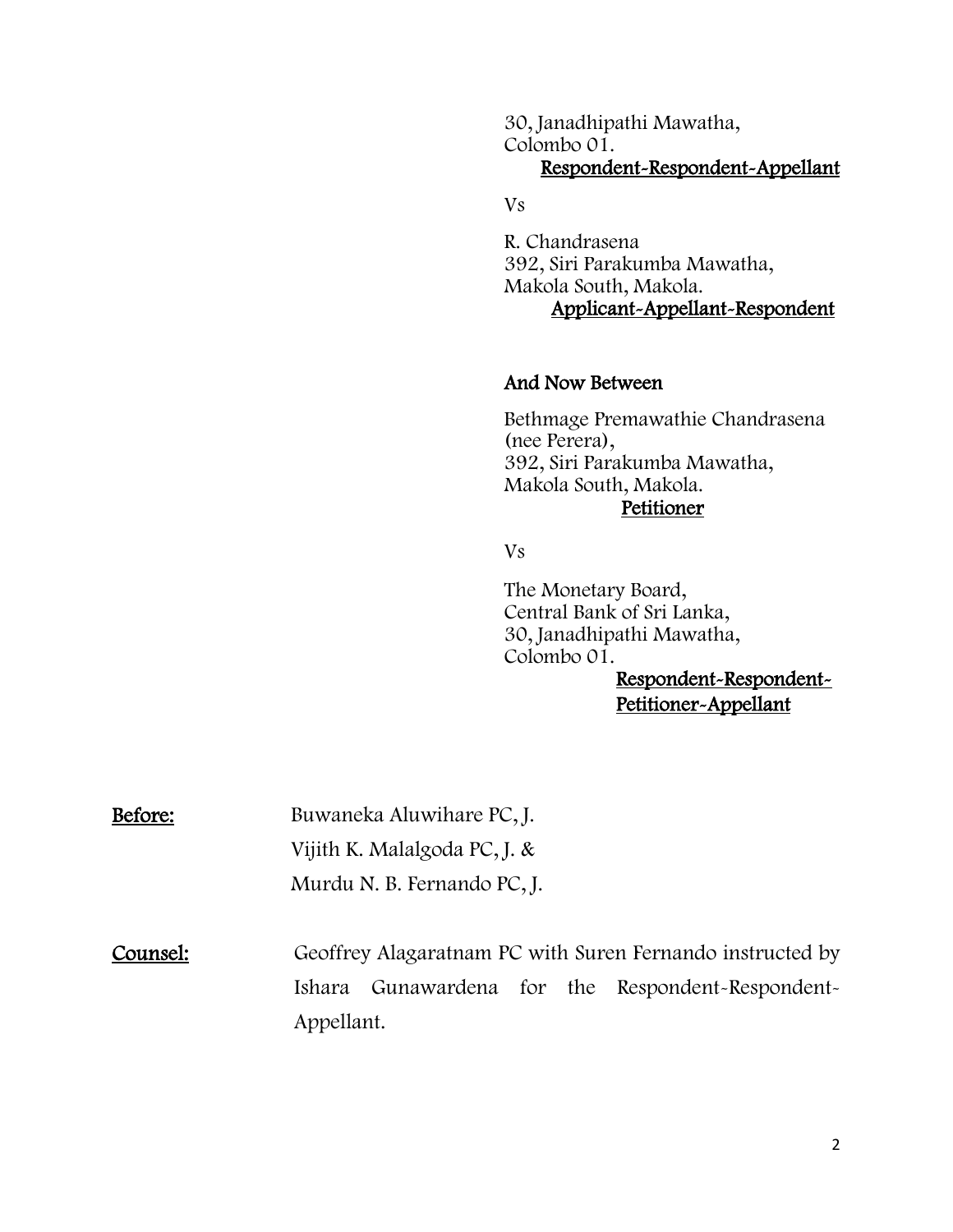30, Janadhipathi Mawatha,
Colombo 01.

**Respondent-Respondent-Appellant**

Vs

R. Chandrasena
392, Siri Parakumba Mawatha,
Makola South, Makola.

**Applicant-Appellant-Respondent**

**And Now Between**

Bethmage Premawathie Chandrasena
(nee Perera),
392, Siri Parakumba Mawatha,
Makola South, Makola.

**Petitioner**

Vs

The Monetary Board,
Central Bank of Sri Lanka,
30, Janadhipathi Mawatha,
Colombo 01.

**Respondent-Respondent-Petitioner-Appellant**

**Before:** Buwaneka Aluwihare PC, J.
Vijith K. Malalgoda PC, J. &
Murdu N. B. Fernando PC, J.

**Counsel:** Geoffrey Alagaratnam PC with Suren Fernando instructed by Ishara Gunawardena for the Respondent-Respondent-Appellant.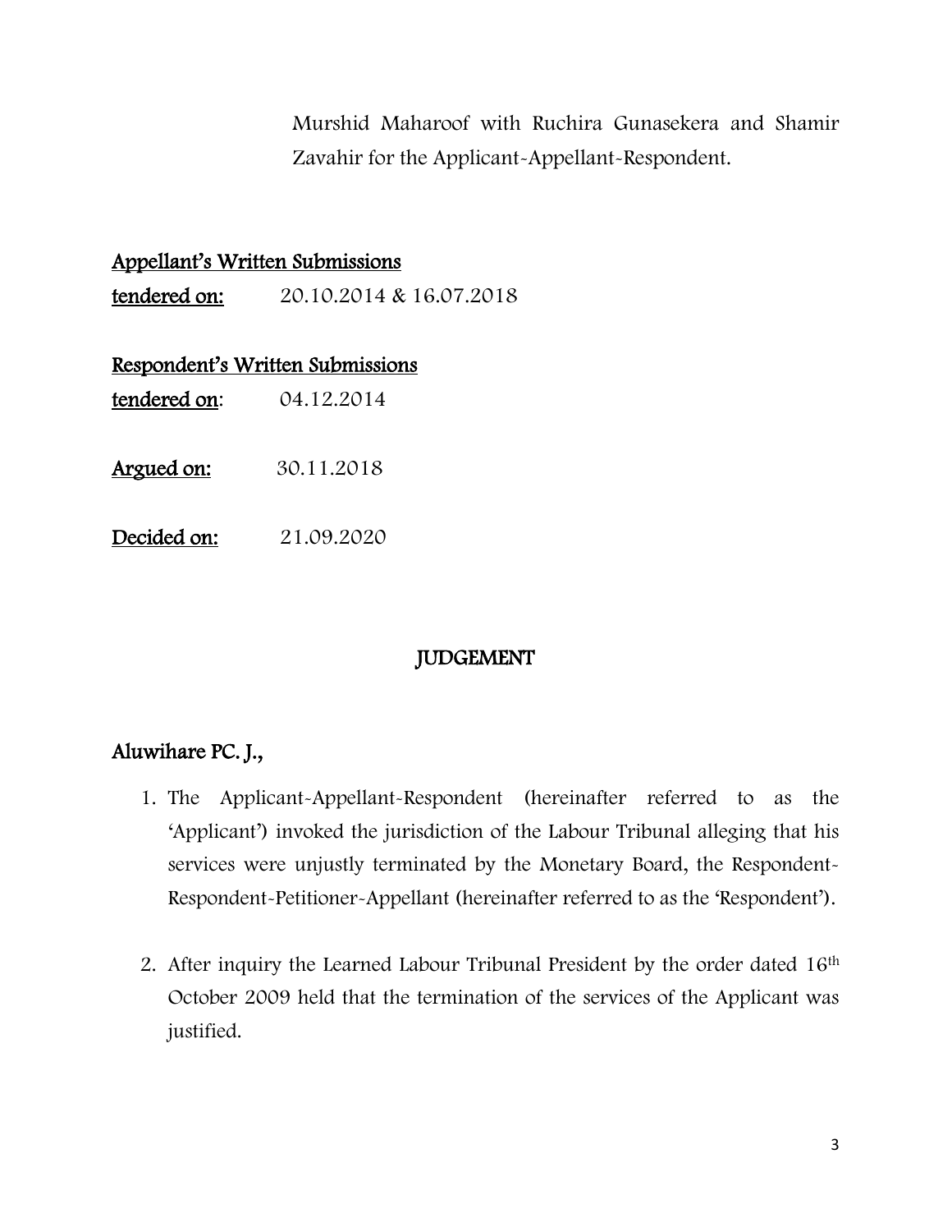Murshid Maharoof with Ruchira Gunasekera and Shamir Zavahir for the Applicant-Appellant-Respondent.

**Appellant's Written Submissions**

**tendered on:** 20.10.2014 & 16.07.2018

**Respondent's Written Submissions**

**tendered on**: 04.12.2014

**Argued on:** 30.11.2018

**Decided on:** 21.09.2020

## JUDGEMENT

**Aluwihare PC. J.,**

1. The Applicant-Appellant-Respondent (hereinafter referred to as the 'Applicant') invoked the jurisdiction of the Labour Tribunal alleging that his services were unjustly terminated by the Monetary Board, the Respondent-Respondent-Petitioner-Appellant (hereinafter referred to as the 'Respondent').

2. After inquiry the Learned Labour Tribunal President by the order dated 16th October 2009 held that the termination of the services of the Applicant was justified.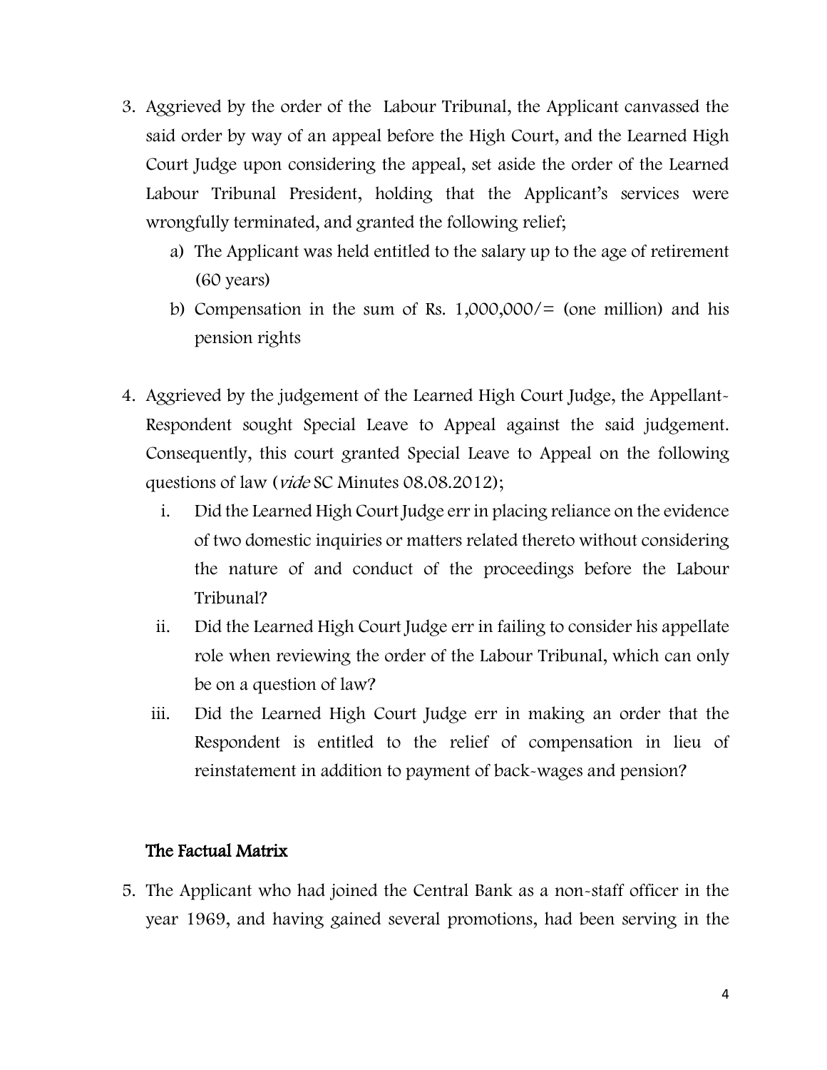3. Aggrieved by the order of the Labour Tribunal, the Applicant canvassed the said order by way of an appeal before the High Court, and the Learned High Court Judge upon considering the appeal, set aside the order of the Learned Labour Tribunal President, holding that the Applicant's services were wrongfully terminated, and granted the following relief;
   a) The Applicant was held entitled to the salary up to the age of retirement (60 years)
   b) Compensation in the sum of Rs. 1,000,000/= (one million) and his pension rights

4. Aggrieved by the judgement of the Learned High Court Judge, the Appellant-Respondent sought Special Leave to Appeal against the said judgement. Consequently, this court granted Special Leave to Appeal on the following questions of law (*vide* SC Minutes 08.08.2012);
   i. Did the Learned High Court Judge err in placing reliance on the evidence of two domestic inquiries or matters related thereto without considering the nature of and conduct of the proceedings before the Labour Tribunal?
   ii. Did the Learned High Court Judge err in failing to consider his appellate role when reviewing the order of the Labour Tribunal, which can only be on a question of law?
   iii. Did the Learned High Court Judge err in making an order that the Respondent is entitled to the relief of compensation in lieu of reinstatement in addition to payment of back-wages and pension?

### The Factual Matrix

5. The Applicant who had joined the Central Bank as a non-staff officer in the year 1969, and having gained several promotions, had been serving in the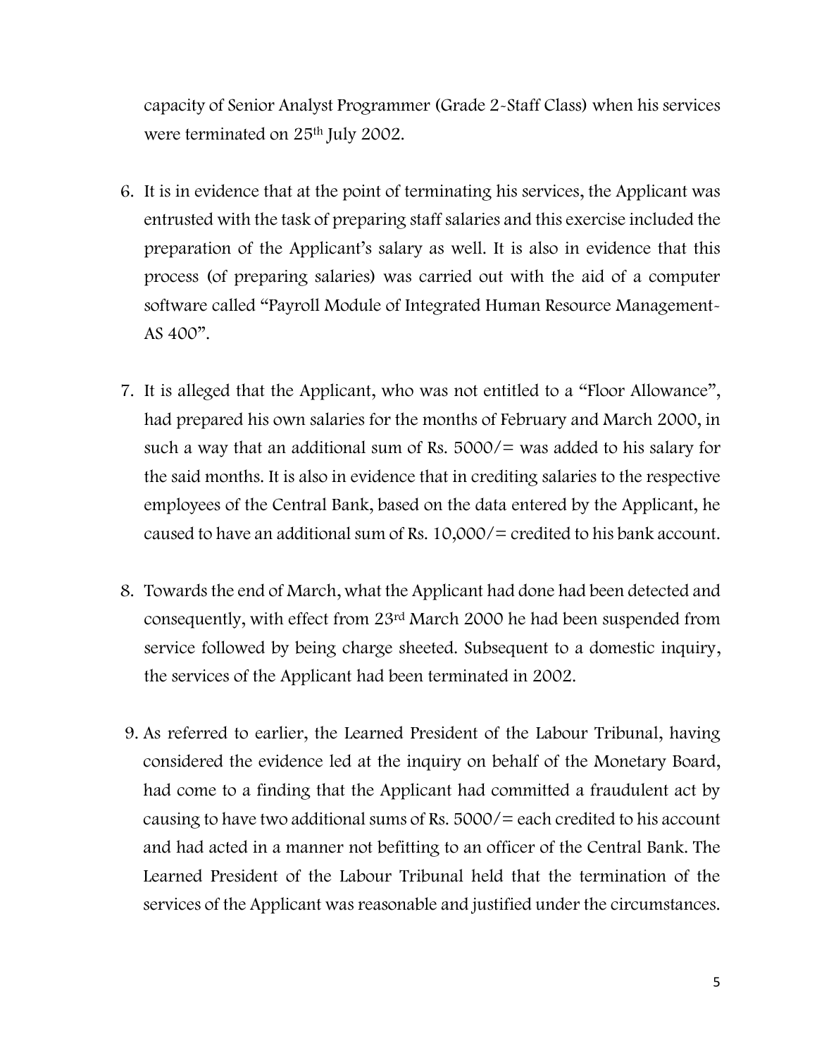capacity of Senior Analyst Programmer (Grade 2-Staff Class) when his services were terminated on 25th July 2002.

6. It is in evidence that at the point of terminating his services, the Applicant was entrusted with the task of preparing staff salaries and this exercise included the preparation of the Applicant's salary as well. It is also in evidence that this process (of preparing salaries) was carried out with the aid of a computer software called "Payroll Module of Integrated Human Resource Management-AS 400".

7. It is alleged that the Applicant, who was not entitled to a "Floor Allowance", had prepared his own salaries for the months of February and March 2000, in such a way that an additional sum of Rs. 5000/= was added to his salary for the said months. It is also in evidence that in crediting salaries to the respective employees of the Central Bank, based on the data entered by the Applicant, he caused to have an additional sum of Rs. 10,000/= credited to his bank account.

8. Towards the end of March, what the Applicant had done had been detected and consequently, with effect from 23rd March 2000 he had been suspended from service followed by being charge sheeted. Subsequent to a domestic inquiry, the services of the Applicant had been terminated in 2002.

9. As referred to earlier, the Learned President of the Labour Tribunal, having considered the evidence led at the inquiry on behalf of the Monetary Board, had come to a finding that the Applicant had committed a fraudulent act by causing to have two additional sums of Rs. 5000/= each credited to his account and had acted in a manner not befitting to an officer of the Central Bank. The Learned President of the Labour Tribunal held that the termination of the services of the Applicant was reasonable and justified under the circumstances.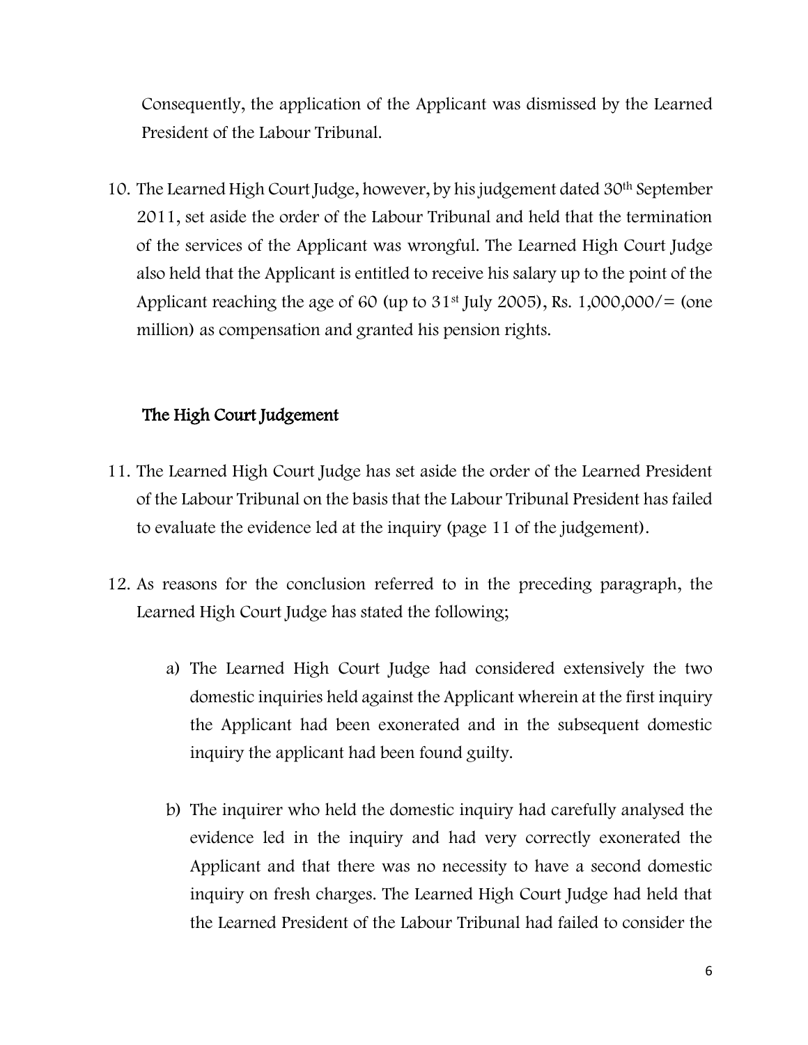Consequently, the application of the Applicant was dismissed by the Learned President of the Labour Tribunal.

10. The Learned High Court Judge, however, by his judgement dated 30th September 2011, set aside the order of the Labour Tribunal and held that the termination of the services of the Applicant was wrongful. The Learned High Court Judge also held that the Applicant is entitled to receive his salary up to the point of the Applicant reaching the age of 60 (up to 31st July 2005), Rs. 1,000,000/= (one million) as compensation and granted his pension rights.

## The High Court Judgement

11. The Learned High Court Judge has set aside the order of the Learned President of the Labour Tribunal on the basis that the Labour Tribunal President has failed to evaluate the evidence led at the inquiry (page 11 of the judgement).

12. As reasons for the conclusion referred to in the preceding paragraph, the Learned High Court Judge has stated the following;

    a) The Learned High Court Judge had considered extensively the two domestic inquiries held against the Applicant wherein at the first inquiry the Applicant had been exonerated and in the subsequent domestic inquiry the applicant had been found guilty.

    b) The inquirer who held the domestic inquiry had carefully analysed the evidence led in the inquiry and had very correctly exonerated the Applicant and that there was no necessity to have a second domestic inquiry on fresh charges. The Learned High Court Judge had held that the Learned President of the Labour Tribunal had failed to consider the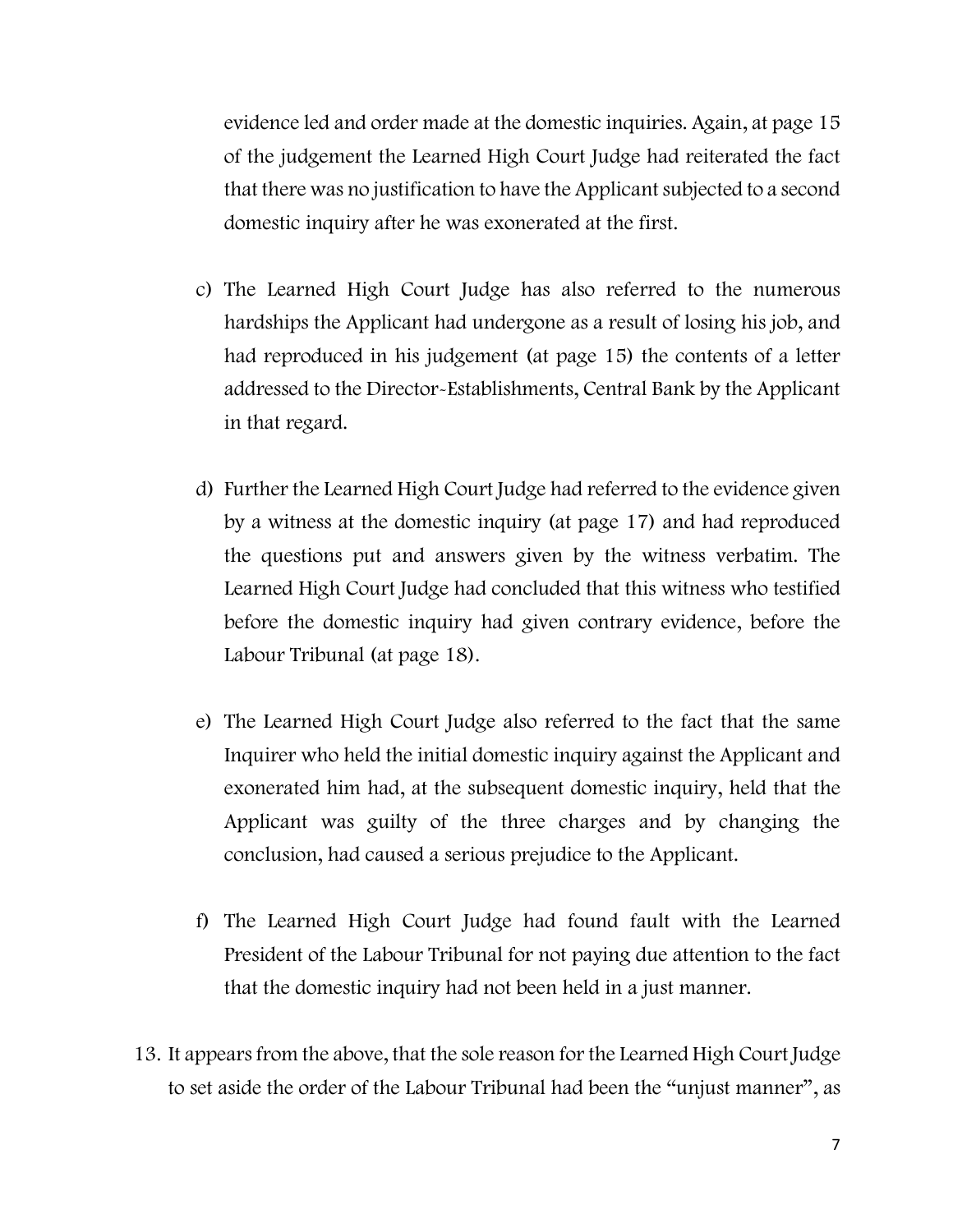evidence led and order made at the domestic inquiries. Again, at page 15 of the judgement the Learned High Court Judge had reiterated the fact that there was no justification to have the Applicant subjected to a second domestic inquiry after he was exonerated at the first.

c) The Learned High Court Judge has also referred to the numerous hardships the Applicant had undergone as a result of losing his job, and had reproduced in his judgement (at page 15) the contents of a letter addressed to the Director-Establishments, Central Bank by the Applicant in that regard.

d) Further the Learned High Court Judge had referred to the evidence given by a witness at the domestic inquiry (at page 17) and had reproduced the questions put and answers given by the witness verbatim. The Learned High Court Judge had concluded that this witness who testified before the domestic inquiry had given contrary evidence, before the Labour Tribunal (at page 18).

e) The Learned High Court Judge also referred to the fact that the same Inquirer who held the initial domestic inquiry against the Applicant and exonerated him had, at the subsequent domestic inquiry, held that the Applicant was guilty of the three charges and by changing the conclusion, had caused a serious prejudice to the Applicant.

f) The Learned High Court Judge had found fault with the Learned President of the Labour Tribunal for not paying due attention to the fact that the domestic inquiry had not been held in a just manner.

13. It appears from the above, that the sole reason for the Learned High Court Judge to set aside the order of the Labour Tribunal had been the "unjust manner", as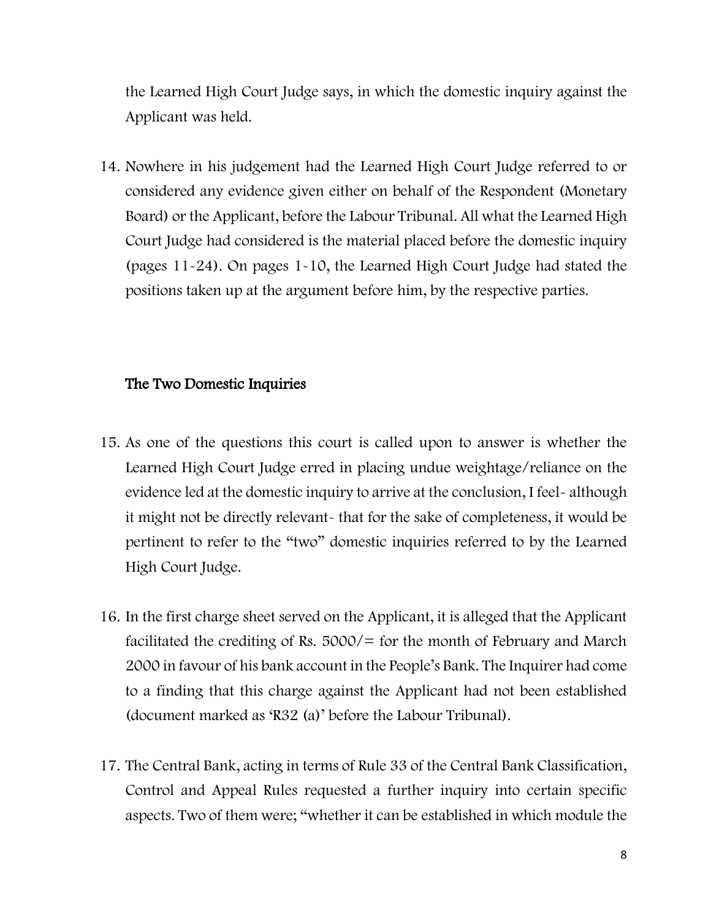the Learned High Court Judge says, in which the domestic inquiry against the Applicant was held.

14. Nowhere in his judgement had the Learned High Court Judge referred to or considered any evidence given either on behalf of the Respondent (Monetary Board) or the Applicant, before the Labour Tribunal. All what the Learned High Court Judge had considered is the material placed before the domestic inquiry (pages 11-24). On pages 1-10, the Learned High Court Judge had stated the positions taken up at the argument before him, by the respective parties.

## The Two Domestic Inquiries

15. As one of the questions this court is called upon to answer is whether the Learned High Court Judge erred in placing undue weightage/reliance on the evidence led at the domestic inquiry to arrive at the conclusion, I feel- although it might not be directly relevant- that for the sake of completeness, it would be pertinent to refer to the "two" domestic inquiries referred to by the Learned High Court Judge.

16. In the first charge sheet served on the Applicant, it is alleged that the Applicant facilitated the crediting of Rs. 5000/= for the month of February and March 2000 in favour of his bank account in the People's Bank. The Inquirer had come to a finding that this charge against the Applicant had not been established (document marked as 'R32 (a)' before the Labour Tribunal).

17. The Central Bank, acting in terms of Rule 33 of the Central Bank Classification, Control and Appeal Rules requested a further inquiry into certain specific aspects. Two of them were; "whether it can be established in which module the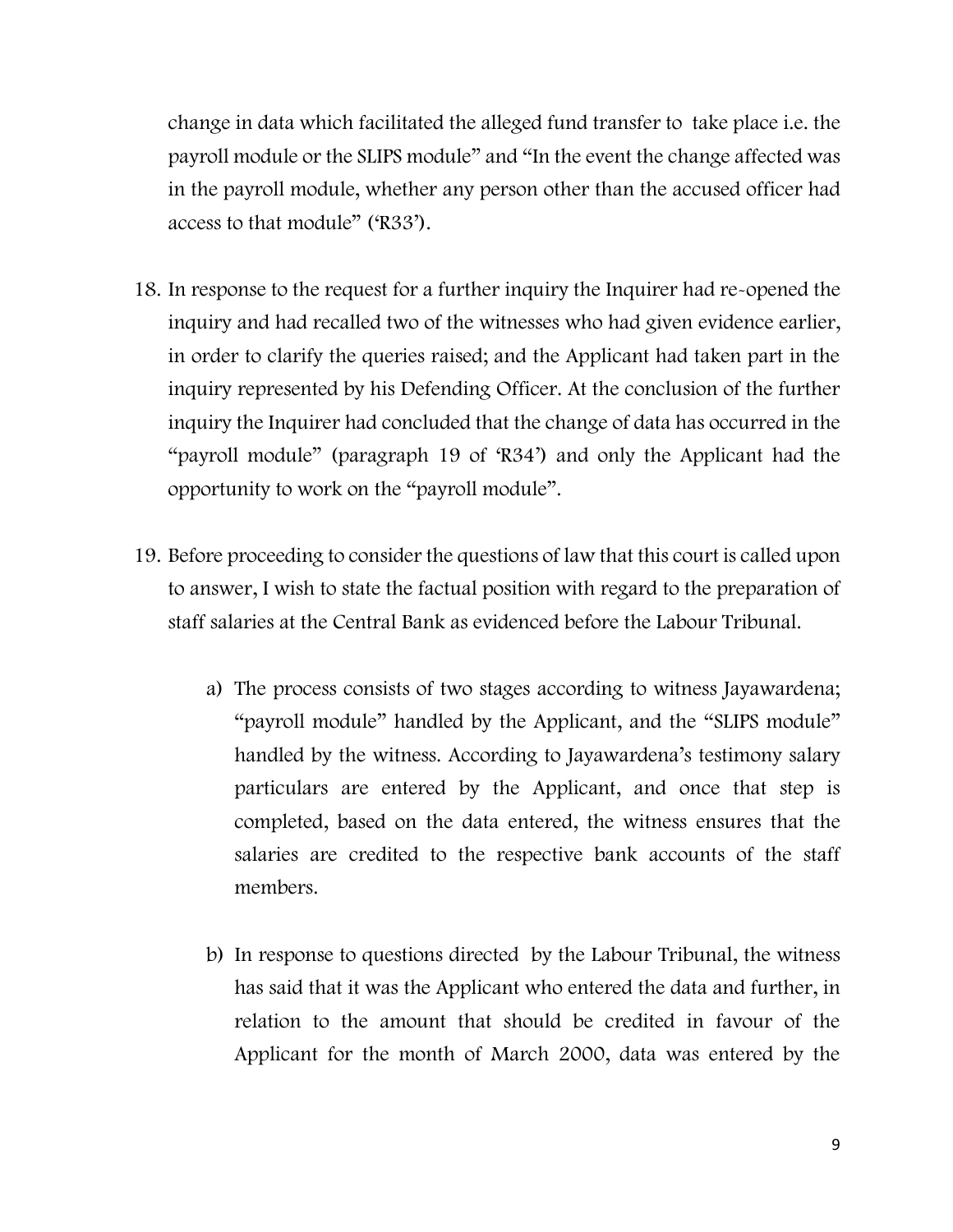change in data which facilitated the alleged fund transfer to take place i.e. the payroll module or the SLIPS module" and "In the event the change affected was in the payroll module, whether any person other than the accused officer had access to that module" ('R33').

18. In response to the request for a further inquiry the Inquirer had re-opened the inquiry and had recalled two of the witnesses who had given evidence earlier, in order to clarify the queries raised; and the Applicant had taken part in the inquiry represented by his Defending Officer. At the conclusion of the further inquiry the Inquirer had concluded that the change of data has occurred in the "payroll module" (paragraph 19 of 'R34') and only the Applicant had the opportunity to work on the "payroll module".

19. Before proceeding to consider the questions of law that this court is called upon to answer, I wish to state the factual position with regard to the preparation of staff salaries at the Central Bank as evidenced before the Labour Tribunal.

    a) The process consists of two stages according to witness Jayawardena; "payroll module" handled by the Applicant, and the "SLIPS module" handled by the witness. According to Jayawardena's testimony salary particulars are entered by the Applicant, and once that step is completed, based on the data entered, the witness ensures that the salaries are credited to the respective bank accounts of the staff members.

    b) In response to questions directed by the Labour Tribunal, the witness has said that it was the Applicant who entered the data and further, in relation to the amount that should be credited in favour of the Applicant for the month of March 2000, data was entered by the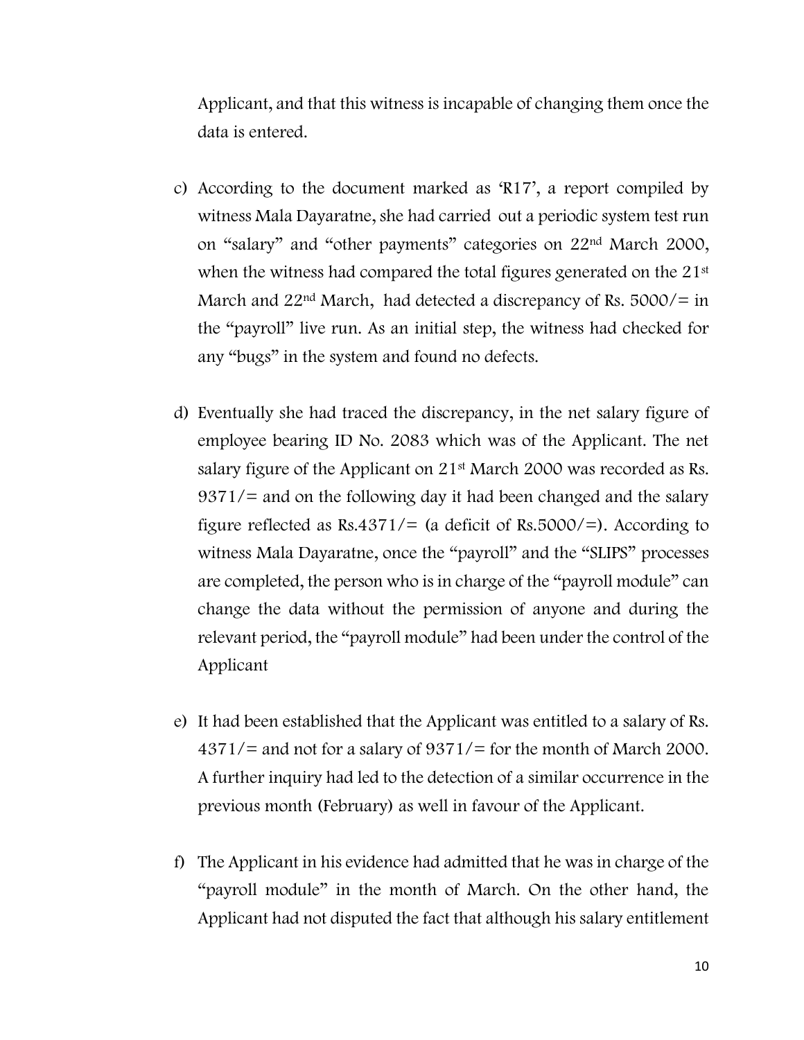Applicant, and that this witness is incapable of changing them once the data is entered.

c) According to the document marked as 'R17', a report compiled by witness Mala Dayaratne, she had carried out a periodic system test run on "salary" and "other payments" categories on 22nd March 2000, when the witness had compared the total figures generated on the 21st March and 22nd March, had detected a discrepancy of Rs. 5000/= in the "payroll" live run. As an initial step, the witness had checked for any "bugs" in the system and found no defects.

d) Eventually she had traced the discrepancy, in the net salary figure of employee bearing ID No. 2083 which was of the Applicant. The net salary figure of the Applicant on 21st March 2000 was recorded as Rs. 9371/= and on the following day it had been changed and the salary figure reflected as Rs.4371/= (a deficit of Rs.5000/=). According to witness Mala Dayaratne, once the "payroll" and the "SLIPS" processes are completed, the person who is in charge of the "payroll module" can change the data without the permission of anyone and during the relevant period, the "payroll module" had been under the control of the Applicant

e) It had been established that the Applicant was entitled to a salary of Rs. 4371/= and not for a salary of 9371/= for the month of March 2000. A further inquiry had led to the detection of a similar occurrence in the previous month (February) as well in favour of the Applicant.

f) The Applicant in his evidence had admitted that he was in charge of the "payroll module" in the month of March. On the other hand, the Applicant had not disputed the fact that although his salary entitlement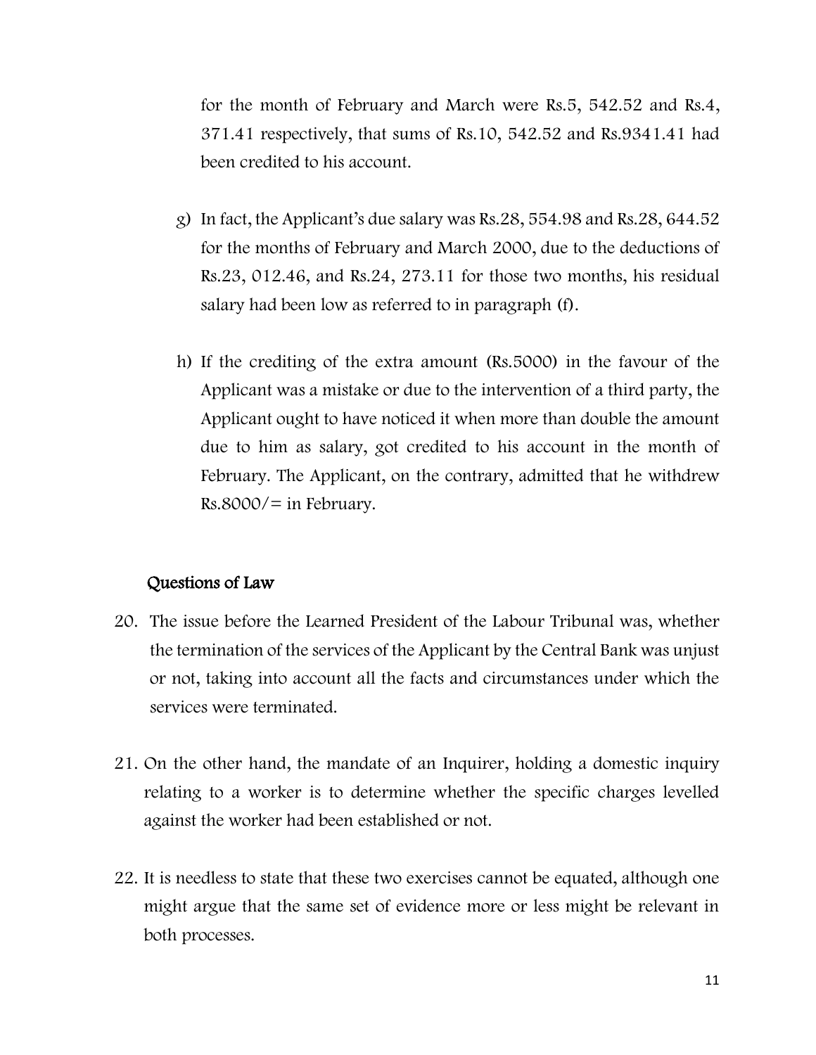for the month of February and March were Rs.5, 542.52 and Rs.4, 371.41 respectively, that sums of Rs.10, 542.52 and Rs.9341.41 had been credited to his account.

g) In fact, the Applicant's due salary was Rs.28, 554.98 and Rs.28, 644.52 for the months of February and March 2000, due to the deductions of Rs.23, 012.46, and Rs.24, 273.11 for those two months, his residual salary had been low as referred to in paragraph (f).

h) If the crediting of the extra amount (Rs.5000) in the favour of the Applicant was a mistake or due to the intervention of a third party, the Applicant ought to have noticed it when more than double the amount due to him as salary, got credited to his account in the month of February. The Applicant, on the contrary, admitted that he withdrew Rs.8000/= in February.

## Questions of Law

20. The issue before the Learned President of the Labour Tribunal was, whether the termination of the services of the Applicant by the Central Bank was unjust or not, taking into account all the facts and circumstances under which the services were terminated.

21. On the other hand, the mandate of an Inquirer, holding a domestic inquiry relating to a worker is to determine whether the specific charges levelled against the worker had been established or not.

22. It is needless to state that these two exercises cannot be equated, although one might argue that the same set of evidence more or less might be relevant in both processes.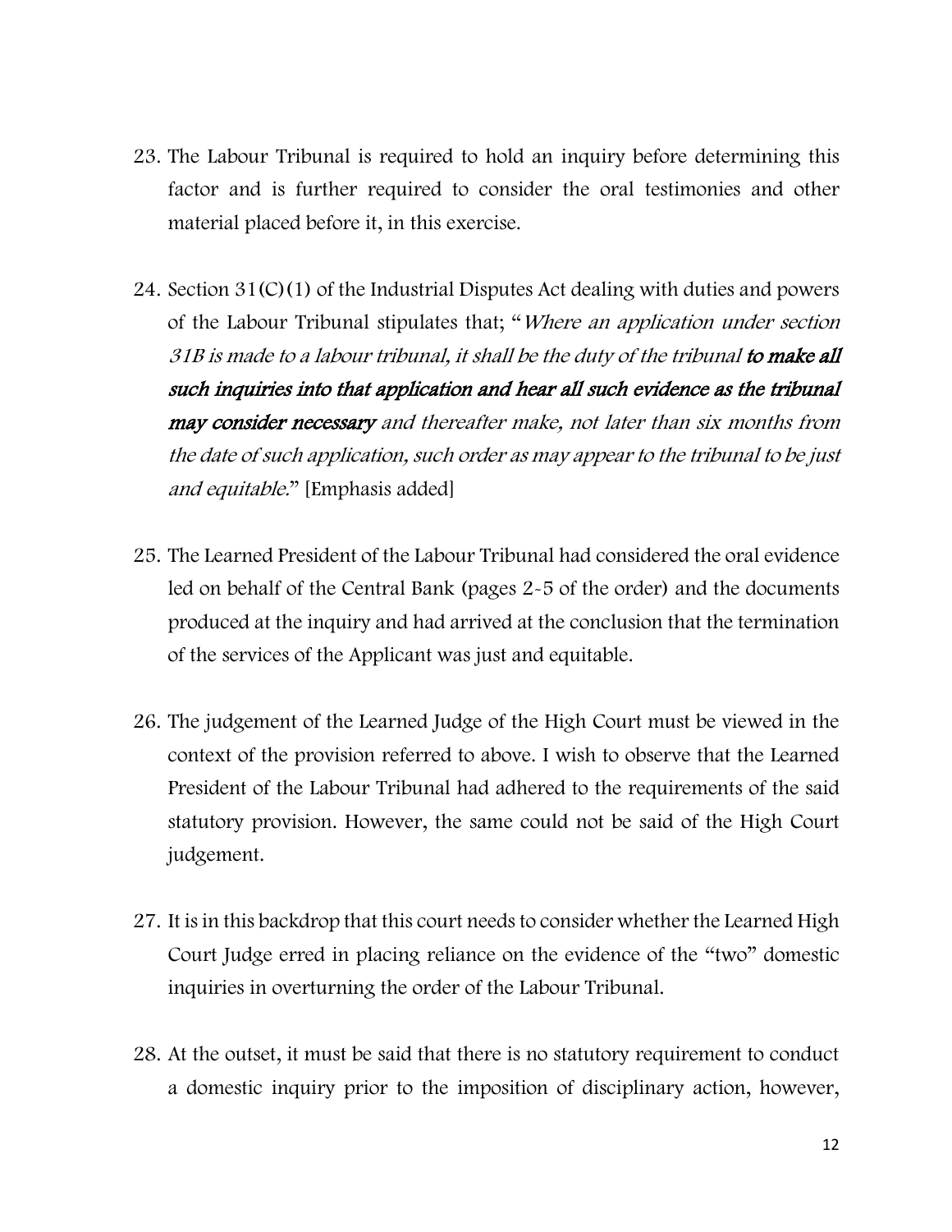23. The Labour Tribunal is required to hold an inquiry before determining this factor and is further required to consider the oral testimonies and other material placed before it, in this exercise.

24. Section 31(C)(1) of the Industrial Disputes Act dealing with duties and powers of the Labour Tribunal stipulates that; "*Where an application under section 31B is made to a labour tribunal, it shall be the duty of the tribunal **to make all such inquiries into that application and hear all such evidence as the tribunal may consider necessary** and thereafter make, not later than six months from the date of such application, such order as may appear to the tribunal to be just and equitable.*" [Emphasis added]

25. The Learned President of the Labour Tribunal had considered the oral evidence led on behalf of the Central Bank (pages 2-5 of the order) and the documents produced at the inquiry and had arrived at the conclusion that the termination of the services of the Applicant was just and equitable.

26. The judgement of the Learned Judge of the High Court must be viewed in the context of the provision referred to above. I wish to observe that the Learned President of the Labour Tribunal had adhered to the requirements of the said statutory provision. However, the same could not be said of the High Court judgement.

27. It is in this backdrop that this court needs to consider whether the Learned High Court Judge erred in placing reliance on the evidence of the "two" domestic inquiries in overturning the order of the Labour Tribunal.

28. At the outset, it must be said that there is no statutory requirement to conduct a domestic inquiry prior to the imposition of disciplinary action, however,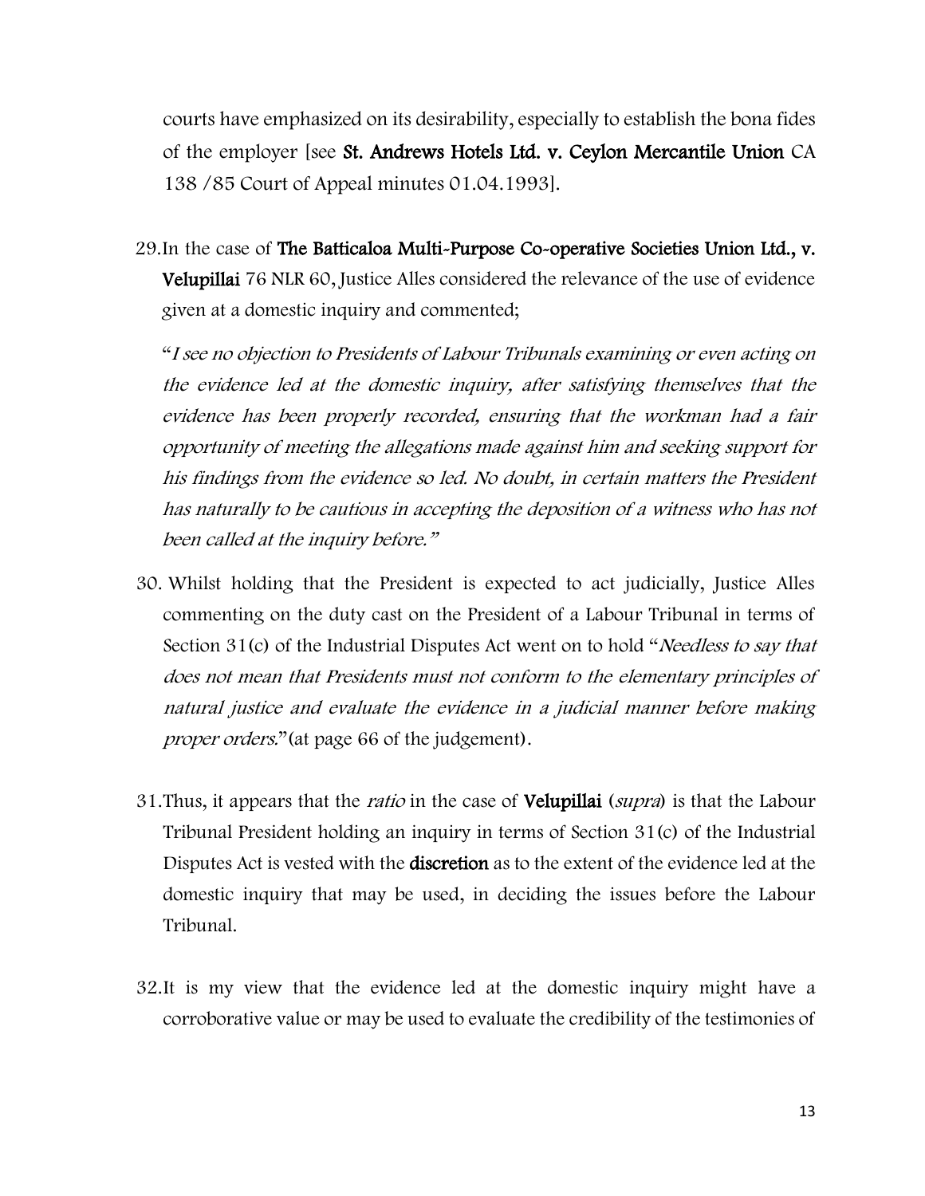courts have emphasized on its desirability, especially to establish the bona fides of the employer [see **St. Andrews Hotels Ltd. v. Ceylon Mercantile Union** CA 138 /85 Court of Appeal minutes 01.04.1993].

29. In the case of **The Batticaloa Multi-Purpose Co-operative Societies Union Ltd., v. Velupillai** 76 NLR 60, Justice Alles considered the relevance of the use of evidence given at a domestic inquiry and commented;

 "*I see no objection to Presidents of Labour Tribunals examining or even acting on the evidence led at the domestic inquiry, after satisfying themselves that the evidence has been properly recorded, ensuring that the workman had a fair opportunity of meeting the allegations made against him and seeking support for his findings from the evidence so led. No doubt, in certain matters the President has naturally to be cautious in accepting the deposition of a witness who has not been called at the inquiry before.*"

30. Whilst holding that the President is expected to act judicially, Justice Alles commenting on the duty cast on the President of a Labour Tribunal in terms of Section 31(c) of the Industrial Disputes Act went on to hold "*Needless to say that does not mean that Presidents must not conform to the elementary principles of natural justice and evaluate the evidence in a judicial manner before making proper orders.*" (at page 66 of the judgement).

31. Thus, it appears that the *ratio* in the case of **Velupillai** (*supra*) is that the Labour Tribunal President holding an inquiry in terms of Section 31(c) of the Industrial Disputes Act is vested with the **discretion** as to the extent of the evidence led at the domestic inquiry that may be used, in deciding the issues before the Labour Tribunal.

32. It is my view that the evidence led at the domestic inquiry might have a corroborative value or may be used to evaluate the credibility of the testimonies of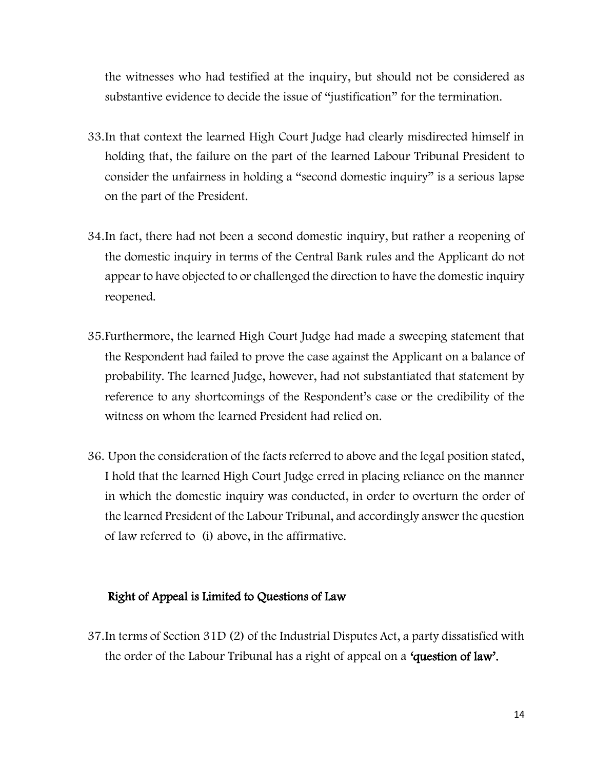the witnesses who had testified at the inquiry, but should not be considered as substantive evidence to decide the issue of "justification" for the termination.

33. In that context the learned High Court Judge had clearly misdirected himself in holding that, the failure on the part of the learned Labour Tribunal President to consider the unfairness in holding a "second domestic inquiry" is a serious lapse on the part of the President.

34. In fact, there had not been a second domestic inquiry, but rather a reopening of the domestic inquiry in terms of the Central Bank rules and the Applicant do not appear to have objected to or challenged the direction to have the domestic inquiry reopened.

35. Furthermore, the learned High Court Judge had made a sweeping statement that the Respondent had failed to prove the case against the Applicant on a balance of probability. The learned Judge, however, had not substantiated that statement by reference to any shortcomings of the Respondent's case or the credibility of the witness on whom the learned President had relied on.

36. Upon the consideration of the facts referred to above and the legal position stated, I hold that the learned High Court Judge erred in placing reliance on the manner in which the domestic inquiry was conducted, in order to overturn the order of the learned President of the Labour Tribunal, and accordingly answer the question of law referred to (i) above, in the affirmative.

## Right of Appeal is Limited to Questions of Law

37. In terms of Section 31D (2) of the Industrial Disputes Act, a party dissatisfied with the order of the Labour Tribunal has a right of appeal on a **'question of law'.**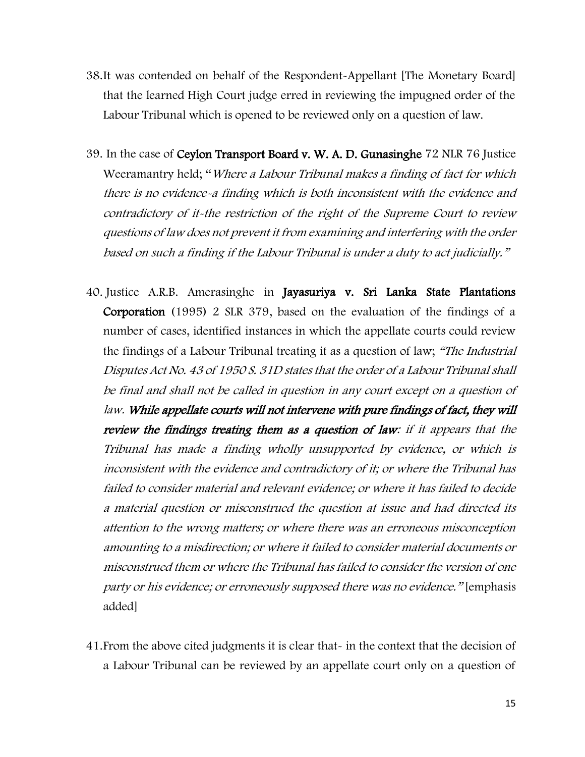38. It was contended on behalf of the Respondent-Appellant [The Monetary Board] that the learned High Court judge erred in reviewing the impugned order of the Labour Tribunal which is opened to be reviewed only on a question of law.

39. In the case of **Ceylon Transport Board v. W. A. D. Gunasinghe** 72 NLR 76 Justice Weeramantry held; "*Where a Labour Tribunal makes a finding of fact for which there is no evidence-a finding which is both inconsistent with the evidence and contradictory of it-the restriction of the right of the Supreme Court to review questions of law does not prevent it from examining and interfering with the order based on such a finding if the Labour Tribunal is under a duty to act judicially.*"

40. Justice A.R.B. Amerasinghe in **Jayasuriya v. Sri Lanka State Plantations Corporation** (1995) 2 SLR 379, based on the evaluation of the findings of a number of cases, identified instances in which the appellate courts could review the findings of a Labour Tribunal treating it as a question of law; *"The Industrial Disputes Act No. 43 of 1950 S. 31D states that the order of a Labour Tribunal shall be final and shall not be called in question in any court except on a question of law.* ***While appellate courts will not intervene with pure findings of fact, they will review the findings treating them as a question of law****: if it appears that the Tribunal has made a finding wholly unsupported by evidence, or which is inconsistent with the evidence and contradictory of it; or where the Tribunal has failed to consider material and relevant evidence; or where it has failed to decide a material question or misconstrued the question at issue and had directed its attention to the wrong matters; or where there was an erroneous misconception amounting to a misdirection; or where it failed to consider material documents or misconstrued them or where the Tribunal has failed to consider the version of one party or his evidence; or erroneously supposed there was no evidence."* [emphasis added]

41. From the above cited judgments it is clear that- in the context that the decision of a Labour Tribunal can be reviewed by an appellate court only on a question of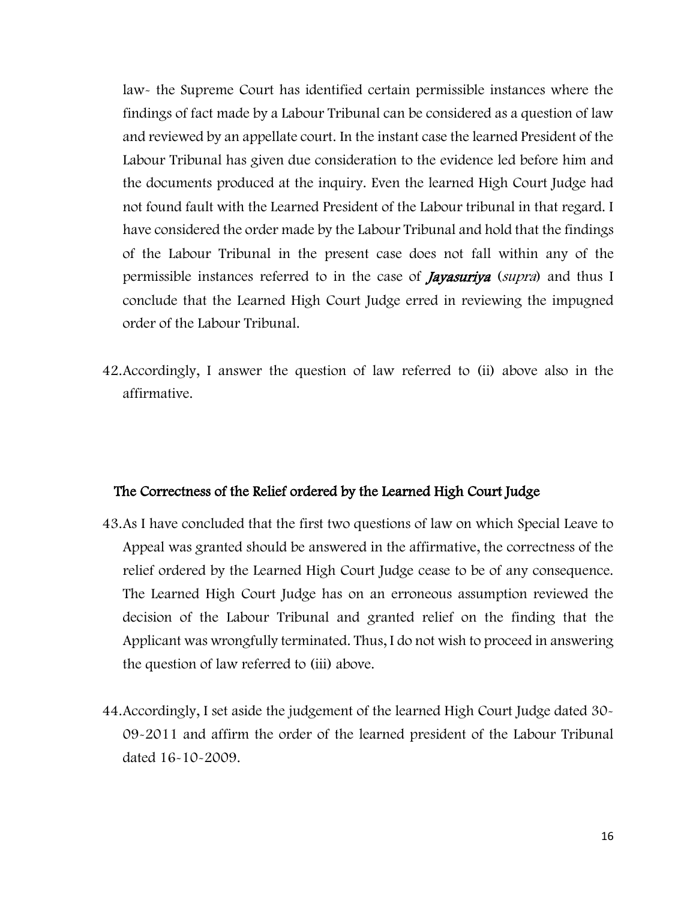law- the Supreme Court has identified certain permissible instances where the findings of fact made by a Labour Tribunal can be considered as a question of law and reviewed by an appellate court. In the instant case the learned President of the Labour Tribunal has given due consideration to the evidence led before him and the documents produced at the inquiry. Even the learned High Court Judge had not found fault with the Learned President of the Labour tribunal in that regard. I have considered the order made by the Labour Tribunal and hold that the findings of the Labour Tribunal in the present case does not fall within any of the permissible instances referred to in the case of ***Jayasuriya*** (*supra*) and thus I conclude that the Learned High Court Judge erred in reviewing the impugned order of the Labour Tribunal.

42. Accordingly, I answer the question of law referred to (ii) above also in the affirmative.

**The Correctness of the Relief ordered by the Learned High Court Judge**

43. As I have concluded that the first two questions of law on which Special Leave to Appeal was granted should be answered in the affirmative, the correctness of the relief ordered by the Learned High Court Judge cease to be of any consequence. The Learned High Court Judge has on an erroneous assumption reviewed the decision of the Labour Tribunal and granted relief on the finding that the Applicant was wrongfully terminated. Thus, I do not wish to proceed in answering the question of law referred to (iii) above.

44. Accordingly, I set aside the judgement of the learned High Court Judge dated 30-09-2011 and affirm the order of the learned president of the Labour Tribunal dated 16-10-2009.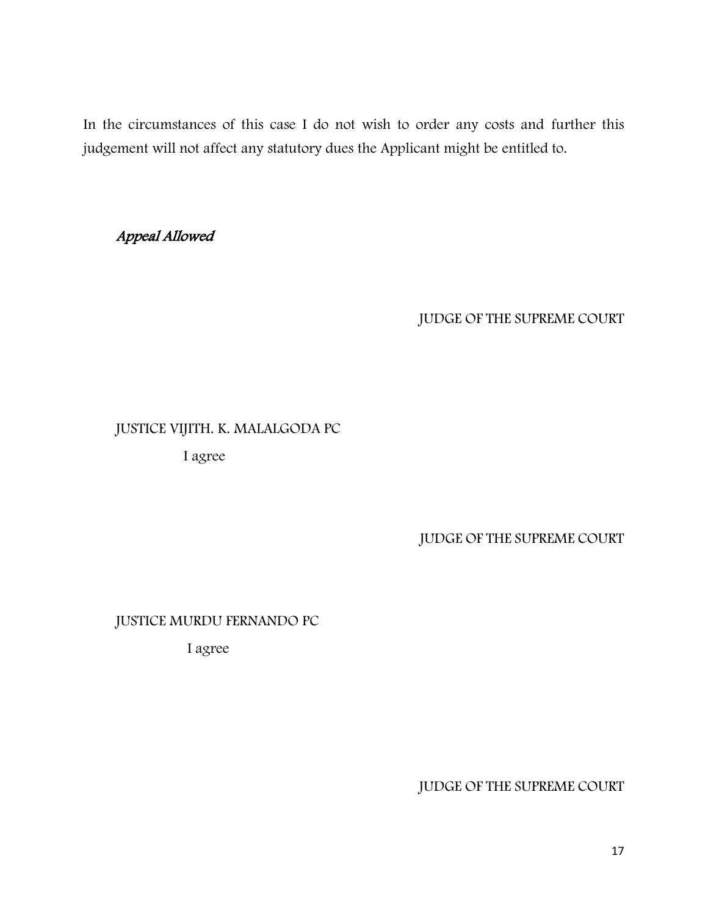In the circumstances of this case I do not wish to order any costs and further this judgement will not affect any statutory dues the Applicant might be entitled to.

*Appeal Allowed*

JUDGE OF THE SUPREME COURT

JUSTICE VIJITH. K. MALALGODA PC

I agree

JUDGE OF THE SUPREME COURT

JUSTICE MURDU FERNANDO PC

I agree

JUDGE OF THE SUPREME COURT